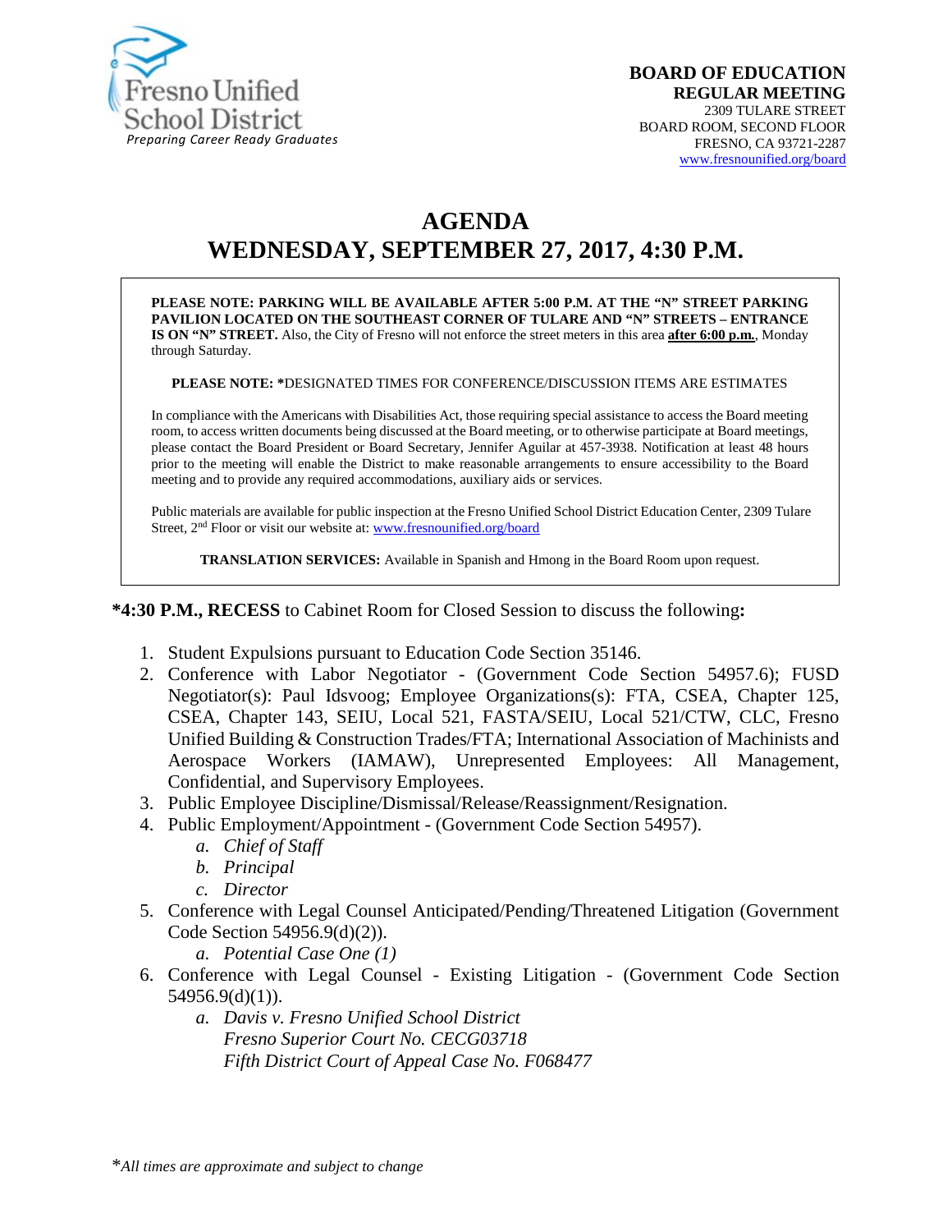Fresno Unified School District
*Preparing Career Ready Graduates*

**BOARD OF EDUCATION**
**REGULAR MEETING**
2309 TULARE STREET
BOARD ROOM, SECOND FLOOR
FRESNO, CA 93721-2287
www.fresnounified.org/board

# AGENDA
# WEDNESDAY, SEPTEMBER 27, 2017, 4:30 P.M.

**PLEASE NOTE: PARKING WILL BE AVAILABLE AFTER 5:00 P.M. AT THE "N" STREET PARKING PAVILION LOCATED ON THE SOUTHEAST CORNER OF TULARE AND "N" STREETS – ENTRANCE IS ON "N" STREET.** Also, the City of Fresno will not enforce the street meters in this area **after 6:00 p.m.**, Monday through Saturday.

**PLEASE NOTE: \***DESIGNATED TIMES FOR CONFERENCE/DISCUSSION ITEMS ARE ESTIMATES

In compliance with the Americans with Disabilities Act, those requiring special assistance to access the Board meeting room, to access written documents being discussed at the Board meeting, or to otherwise participate at Board meetings, please contact the Board President or Board Secretary, Jennifer Aguilar at 457-3938. Notification at least 48 hours prior to the meeting will enable the District to make reasonable arrangements to ensure accessibility to the Board meeting and to provide any required accommodations, auxiliary aids or services.

Public materials are available for public inspection at the Fresno Unified School District Education Center, 2309 Tulare Street, 2nd Floor or visit our website at: www.fresnounified.org/board

**TRANSLATION SERVICES:** Available in Spanish and Hmong in the Board Room upon request.

**\*4:30 P.M., RECESS** to Cabinet Room for Closed Session to discuss the following**:**

1. Student Expulsions pursuant to Education Code Section 35146.
2. Conference with Labor Negotiator - (Government Code Section 54957.6); FUSD Negotiator(s): Paul Idsvoog; Employee Organizations(s): FTA, CSEA, Chapter 125, CSEA, Chapter 143, SEIU, Local 521, FASTA/SEIU, Local 521/CTW, CLC, Fresno Unified Building & Construction Trades/FTA; International Association of Machinists and Aerospace Workers (IAMAW), Unrepresented Employees: All Management, Confidential, and Supervisory Employees.
3. Public Employee Discipline/Dismissal/Release/Reassignment/Resignation.
4. Public Employment/Appointment - (Government Code Section 54957).
    a. *Chief of Staff*
    b. *Principal*
    c. *Director*
5. Conference with Legal Counsel Anticipated/Pending/Threatened Litigation (Government Code Section 54956.9(d)(2)).
    a. *Potential Case One (1)*
6. Conference with Legal Counsel - Existing Litigation - (Government Code Section 54956.9(d)(1)).
    a. *Davis v. Fresno Unified School District*
       *Fresno Superior Court No. CECG03718*
       *Fifth District Court of Appeal Case No. F068477*

\**All times are approximate and subject to change*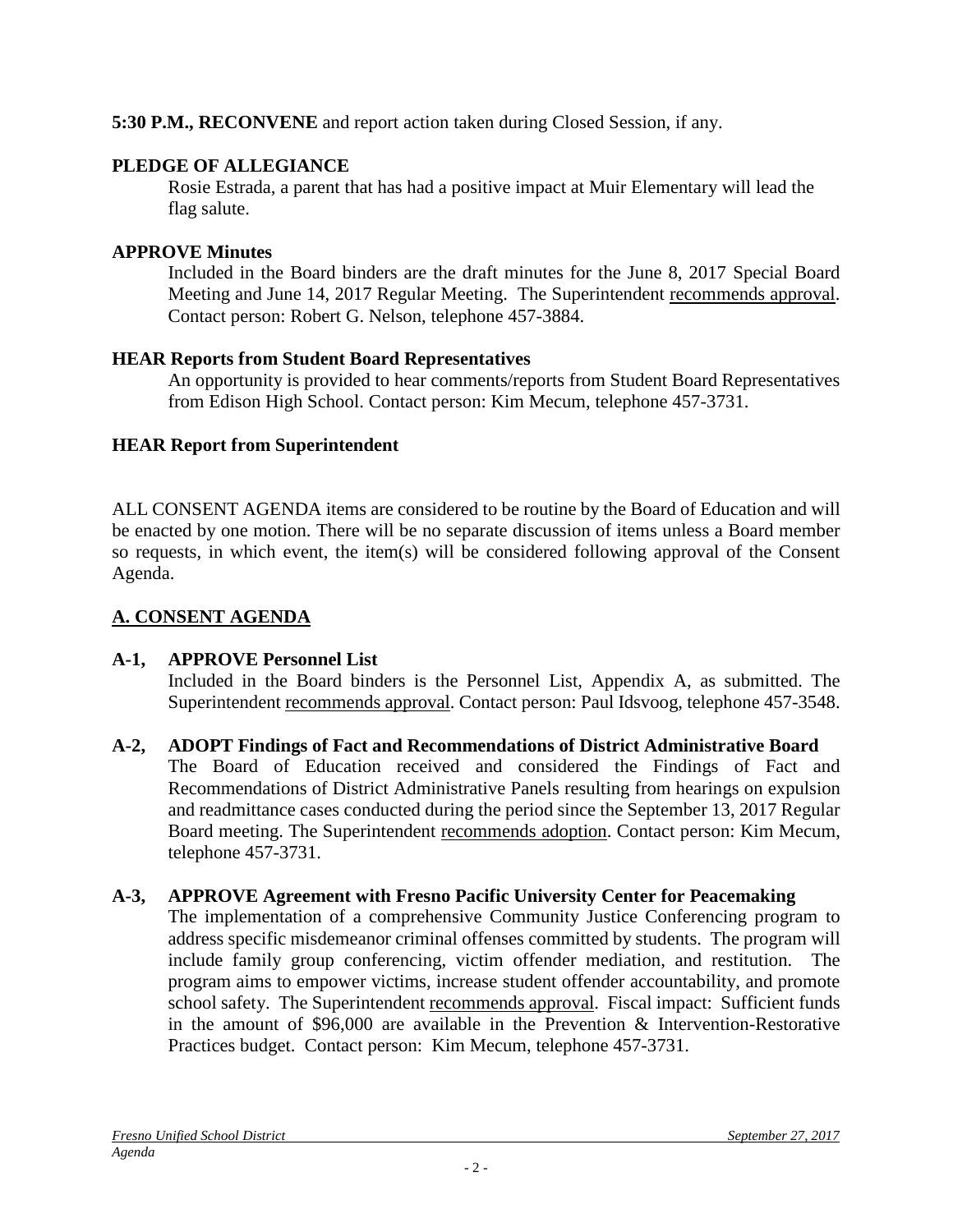**5:30 P.M., RECONVENE** and report action taken during Closed Session, if any.

**PLEDGE OF ALLEGIANCE**

Rosie Estrada, a parent that has had a positive impact at Muir Elementary will lead the flag salute.

**APPROVE Minutes**

Included in the Board binders are the draft minutes for the June 8, 2017 Special Board Meeting and June 14, 2017 Regular Meeting. The Superintendent recommends approval. Contact person: Robert G. Nelson, telephone 457-3884.

**HEAR Reports from Student Board Representatives**

An opportunity is provided to hear comments/reports from Student Board Representatives from Edison High School. Contact person: Kim Mecum, telephone 457-3731.

**HEAR Report from Superintendent**

ALL CONSENT AGENDA items are considered to be routine by the Board of Education and will be enacted by one motion. There will be no separate discussion of items unless a Board member so requests, in which event, the item(s) will be considered following approval of the Consent Agenda.

## A. CONSENT AGENDA

**A-1, APPROVE Personnel List**

Included in the Board binders is the Personnel List, Appendix A, as submitted. The Superintendent recommends approval. Contact person: Paul Idsvoog, telephone 457-3548.

**A-2, ADOPT Findings of Fact and Recommendations of District Administrative Board**

The Board of Education received and considered the Findings of Fact and Recommendations of District Administrative Panels resulting from hearings on expulsion and readmittance cases conducted during the period since the September 13, 2017 Regular Board meeting. The Superintendent recommends adoption. Contact person: Kim Mecum, telephone 457-3731.

**A-3, APPROVE Agreement with Fresno Pacific University Center for Peacemaking**

The implementation of a comprehensive Community Justice Conferencing program to address specific misdemeanor criminal offenses committed by students. The program will include family group conferencing, victim offender mediation, and restitution. The program aims to empower victims, increase student offender accountability, and promote school safety. The Superintendent recommends approval. Fiscal impact: Sufficient funds in the amount of $96,000 are available in the Prevention & Intervention-Restorative Practices budget. Contact person: Kim Mecum, telephone 457-3731.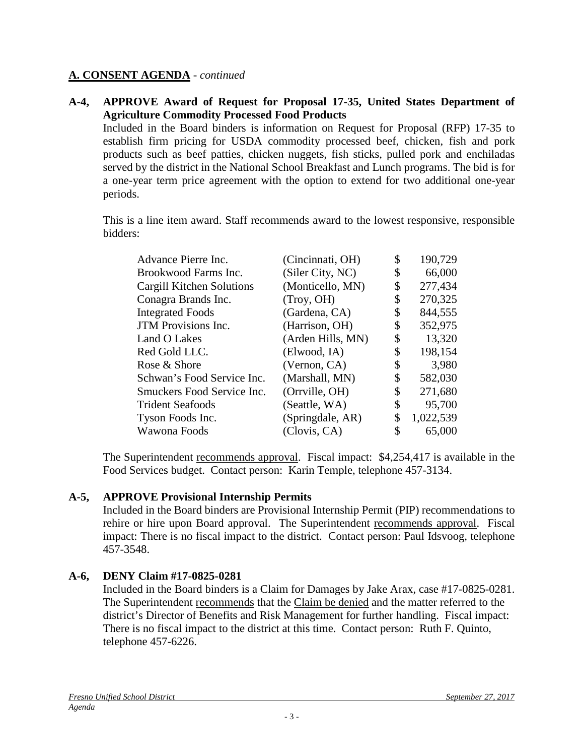## A. CONSENT AGENDA - *continued*

**A-4, APPROVE Award of Request for Proposal 17-35, United States Department of Agriculture Commodity Processed Food Products**

Included in the Board binders is information on Request for Proposal (RFP) 17-35 to establish firm pricing for USDA commodity processed beef, chicken, fish and pork products such as beef patties, chicken nuggets, fish sticks, pulled pork and enchiladas served by the district in the National School Breakfast and Lunch programs. The bid is for a one-year term price agreement with the option to extend for two additional one-year periods.

This is a line item award. Staff recommends award to the lowest responsive, responsible bidders:

| | | | |
|---|---|---|---|
| Advance Pierre Inc. | (Cincinnati, OH) | $ | 190,729 |
| Brookwood Farms Inc. | (Siler City, NC) | $ | 66,000 |
| Cargill Kitchen Solutions | (Monticello, MN) | $ | 277,434 |
| Conagra Brands Inc. | (Troy, OH) | $ | 270,325 |
| Integrated Foods | (Gardena, CA) | $ | 844,555 |
| JTM Provisions Inc. | (Harrison, OH) | $ | 352,975 |
| Land O Lakes | (Arden Hills, MN) | $ | 13,320 |
| Red Gold LLC. | (Elwood, IA) | $ | 198,154 |
| Rose & Shore | (Vernon, CA) | $ | 3,980 |
| Schwan's Food Service Inc. | (Marshall, MN) | $ | 582,030 |
| Smuckers Food Service Inc. | (Orrville, OH) | $ | 271,680 |
| Trident Seafoods | (Seattle, WA) | $ | 95,700 |
| Tyson Foods Inc. | (Springdale, AR) | $ | 1,022,539 |
| Wawona Foods | (Clovis, CA) | $ | 65,000 |

The Superintendent recommends approval. Fiscal impact: $4,254,417 is available in the Food Services budget. Contact person: Karin Temple, telephone 457-3134.

**A-5, APPROVE Provisional Internship Permits**

Included in the Board binders are Provisional Internship Permit (PIP) recommendations to rehire or hire upon Board approval. The Superintendent recommends approval. Fiscal impact: There is no fiscal impact to the district. Contact person: Paul Idsvoog, telephone 457-3548.

**A-6, DENY Claim #17-0825-0281**

Included in the Board binders is a Claim for Damages by Jake Arax, case #17-0825-0281. The Superintendent recommends that the Claim be denied and the matter referred to the district's Director of Benefits and Risk Management for further handling. Fiscal impact: There is no fiscal impact to the district at this time. Contact person: Ruth F. Quinto, telephone 457-6226.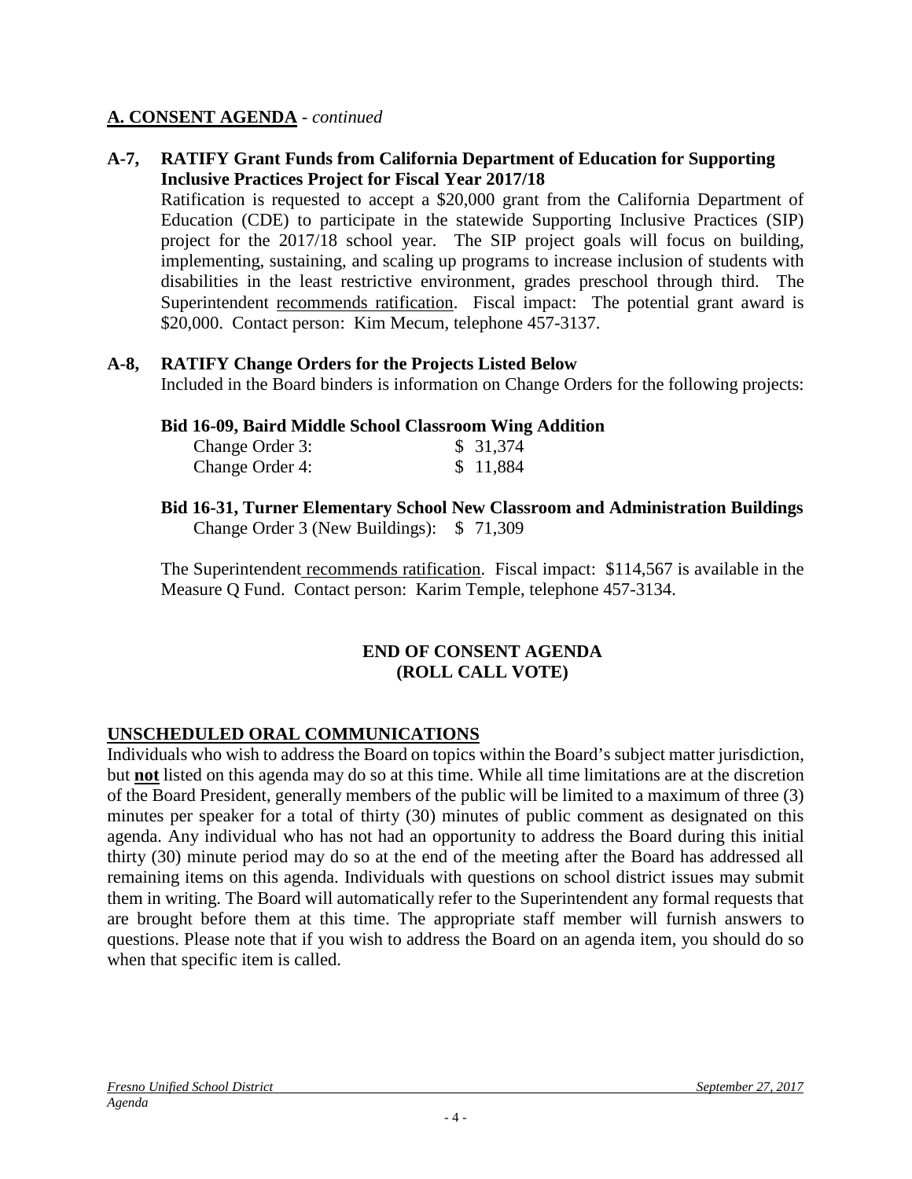## A. CONSENT AGENDA - *continued*

**A-7, RATIFY Grant Funds from California Department of Education for Supporting Inclusive Practices Project for Fiscal Year 2017/18**

Ratification is requested to accept a $20,000 grant from the California Department of Education (CDE) to participate in the statewide Supporting Inclusive Practices (SIP) project for the 2017/18 school year. The SIP project goals will focus on building, implementing, sustaining, and scaling up programs to increase inclusion of students with disabilities in the least restrictive environment, grades preschool through third. The Superintendent recommends ratification. Fiscal impact: The potential grant award is $20,000. Contact person: Kim Mecum, telephone 457-3137.

**A-8, RATIFY Change Orders for the Projects Listed Below**

Included in the Board binders is information on Change Orders for the following projects:

**Bid 16-09, Baird Middle School Classroom Wing Addition**

| | |
|---|---|
| Change Order 3: | $ 31,374 |
| Change Order 4: | $ 11,884 |

**Bid 16-31, Turner Elementary School New Classroom and Administration Buildings**

Change Order 3 (New Buildings): $ 71,309

The Superintendent recommends ratification. Fiscal impact: $114,567 is available in the Measure Q Fund. Contact person: Karim Temple, telephone 457-3134.

**END OF CONSENT AGENDA (ROLL CALL VOTE)**

## UNSCHEDULED ORAL COMMUNICATIONS

Individuals who wish to address the Board on topics within the Board's subject matter jurisdiction, but **not** listed on this agenda may do so at this time. While all time limitations are at the discretion of the Board President, generally members of the public will be limited to a maximum of three (3) minutes per speaker for a total of thirty (30) minutes of public comment as designated on this agenda. Any individual who has not had an opportunity to address the Board during this initial thirty (30) minute period may do so at the end of the meeting after the Board has addressed all remaining items on this agenda. Individuals with questions on school district issues may submit them in writing. The Board will automatically refer to the Superintendent any formal requests that are brought before them at this time. The appropriate staff member will furnish answers to questions. Please note that if you wish to address the Board on an agenda item, you should do so when that specific item is called.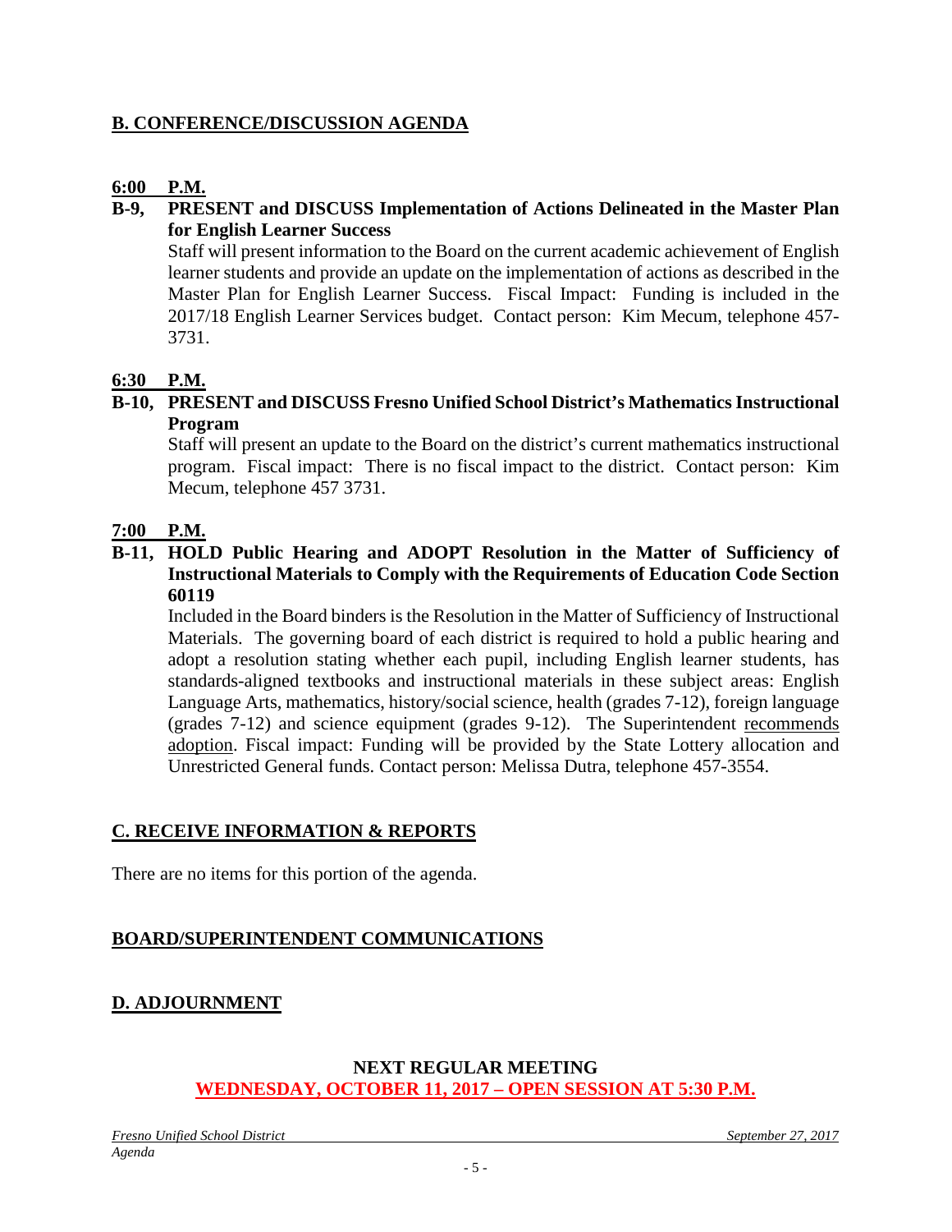## B. CONFERENCE/DISCUSSION AGENDA

**6:00 P.M.**

**B-9, PRESENT and DISCUSS Implementation of Actions Delineated in the Master Plan for English Learner Success**

Staff will present information to the Board on the current academic achievement of English learner students and provide an update on the implementation of actions as described in the Master Plan for English Learner Success. Fiscal Impact: Funding is included in the 2017/18 English Learner Services budget. Contact person: Kim Mecum, telephone 457-3731.

**6:30 P.M.**

**B-10, PRESENT and DISCUSS Fresno Unified School District's Mathematics Instructional Program**

Staff will present an update to the Board on the district's current mathematics instructional program. Fiscal impact: There is no fiscal impact to the district. Contact person: Kim Mecum, telephone 457 3731.

**7:00 P.M.**

**B-11, HOLD Public Hearing and ADOPT Resolution in the Matter of Sufficiency of Instructional Materials to Comply with the Requirements of Education Code Section 60119**

Included in the Board binders is the Resolution in the Matter of Sufficiency of Instructional Materials. The governing board of each district is required to hold a public hearing and adopt a resolution stating whether each pupil, including English learner students, has standards-aligned textbooks and instructional materials in these subject areas: English Language Arts, mathematics, history/social science, health (grades 7-12), foreign language (grades 7-12) and science equipment (grades 9-12). The Superintendent recommends adoption. Fiscal impact: Funding will be provided by the State Lottery allocation and Unrestricted General funds. Contact person: Melissa Dutra, telephone 457-3554.

## C. RECEIVE INFORMATION & REPORTS

There are no items for this portion of the agenda.

## BOARD/SUPERINTENDENT COMMUNICATIONS

## D. ADJOURNMENT

**NEXT REGULAR MEETING**

**WEDNESDAY, OCTOBER 11, 2017 – OPEN SESSION AT 5:30 P.M.**